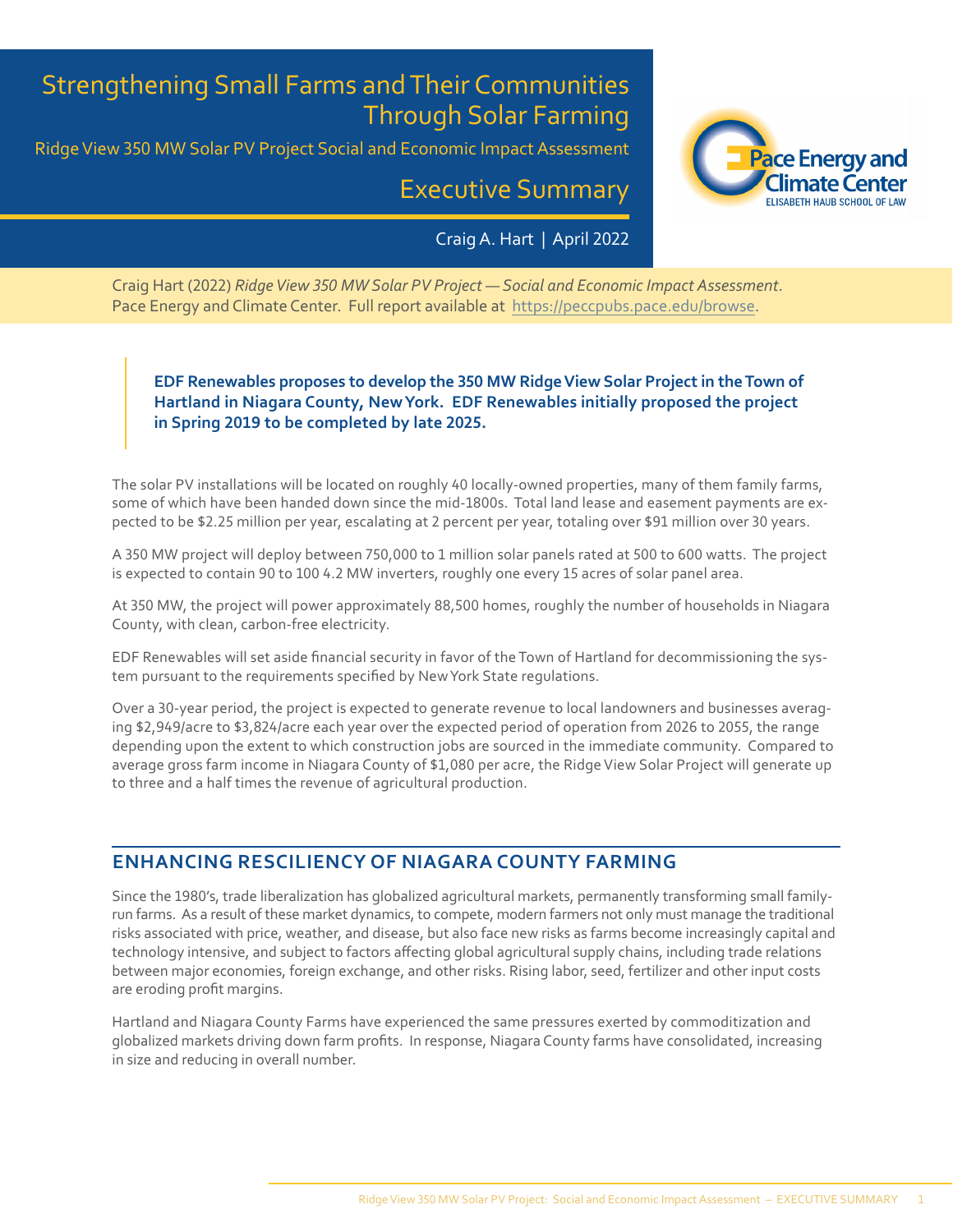# Strengthening Small Farms and Their Communities Through Solar Farming

Ridge View 350 MW Solar PV Project Social and Economic Impact Assessment

## Executive Summary

Craig A. Hart | April 2022

Craig Hart (2022) *Ridge View 350 MW Solar PV Project — Social and Economic Impact Assessment*. Pace Energy and Climate Center. Full report available at https://peccpubs.pace.edu/browse.

**EDF Renewables proposes to develop the 350 MW Ridge View Solar Project in the Town of Hartland in Niagara County, New York. EDF Renewables initially proposed the project in Spring 2019 to be completed by late 2025.**

The solar PV installations will be located on roughly 40 locally-owned properties, many of them family farms, some of which have been handed down since the mid-1800s. Total land lease and easement payments are expected to be $2.25 million per year, escalating at 2 percent per year, totaling over $91 million over 30 years.

A 350 MW project will deploy between 750,000 to 1 million solar panels rated at 500 to 600 watts. The project is expected to contain 90 to 100 4.2 MW inverters, roughly one every 15 acres of solar panel area.

At 350 MW, the project will power approximately 88,500 homes, roughly the number of households in Niagara County, with clean, carbon-free electricity.

EDF Renewables will set aside financial security in favor of the Town of Hartland for decommissioning the system pursuant to the requirements specified by New York State regulations.

Over a 30-year period, the project is expected to generate revenue to local landowners and businesses averaging $2,949/acre to $3,824/acre each year over the expected period of operation from 2026 to 2055, the range depending upon the extent to which construction jobs are sourced in the immediate community. Compared to average gross farm income in Niagara County of $1,080 per acre, the Ridge View Solar Project will generate up to three and a half times the revenue of agricultural production.

## ENHANCING RESCILIENCY OF NIAGARA COUNTY FARMING

Since the 1980's, trade liberalization has globalized agricultural markets, permanently transforming small family-run farms. As a result of these market dynamics, to compete, modern farmers not only must manage the traditional risks associated with price, weather, and disease, but also face new risks as farms become increasingly capital and technology intensive, and subject to factors affecting global agricultural supply chains, including trade relations between major economies, foreign exchange, and other risks. Rising labor, seed, fertilizer and other input costs are eroding profit margins.

Hartland and Niagara County Farms have experienced the same pressures exerted by commoditization and globalized markets driving down farm profits. In response, Niagara County farms have consolidated, increasing in size and reducing in overall number.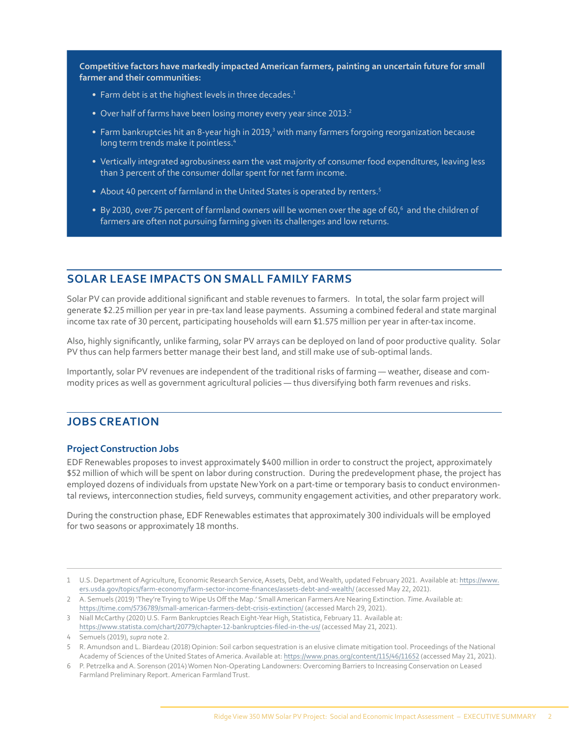**Competitive factors have markedly impacted American farmers, painting an uncertain future for small farmer and their communities:**

- Farm debt is at the highest levels in three decades.[1]
- Over half of farms have been losing money every year since 2013.[2]
- Farm bankruptcies hit an 8-year high in 2019,[3] with many farmers forgoing reorganization because long term trends make it pointless.[4]
- Vertically integrated agrobusiness earn the vast majority of consumer food expenditures, leaving less than 3 percent of the consumer dollar spent for net farm income.
- About 40 percent of farmland in the United States is operated by renters.[5]
- By 2030, over 75 percent of farmland owners will be women over the age of 60,[6] and the children of farmers are often not pursuing farming given its challenges and low returns.

## SOLAR LEASE IMPACTS ON SMALL FAMILY FARMS

Solar PV can provide additional significant and stable revenues to farmers. In total, the solar farm project will generate $2.25 million per year in pre-tax land lease payments. Assuming a combined federal and state marginal income tax rate of 30 percent, participating households will earn $1.575 million per year in after-tax income.

Also, highly significantly, unlike farming, solar PV arrays can be deployed on land of poor productive quality. Solar PV thus can help farmers better manage their best land, and still make use of sub-optimal lands.

Importantly, solar PV revenues are independent of the traditional risks of farming — weather, disease and commodity prices as well as government agricultural policies — thus diversifying both farm revenues and risks.

## JOBS CREATION

### Project Construction Jobs

EDF Renewables proposes to invest approximately $400 million in order to construct the project, approximately $52 million of which will be spent on labor during construction. During the predevelopment phase, the project has employed dozens of individuals from upstate New York on a part-time or temporary basis to conduct environmental reviews, interconnection studies, field surveys, community engagement activities, and other preparatory work.

During the construction phase, EDF Renewables estimates that approximately 300 individuals will be employed for two seasons or approximately 18 months.

---

1 U.S. Department of Agriculture, Economic Research Service, Assets, Debt, and Wealth, updated February 2021. Available at: https://www.ers.usda.gov/topics/farm-economy/farm-sector-income-finances/assets-debt-and-wealth/ (accessed May 22, 2021).

2 A. Semuels (2019) 'They're Trying to Wipe Us Off the Map.' Small American Farmers Are Nearing Extinction. *Time*. Available at: https://time.com/5736789/small-american-farmers-debt-crisis-extinction/ (accessed March 29, 2021).

3 Niall McCarthy (2020) U.S. Farm Bankruptcies Reach Eight-Year High, Statistica, February 11. Available at: https://www.statista.com/chart/20779/chapter-12-bankruptcies-filed-in-the-us/ (accessed May 21, 2021).

4 Semuels (2019), *supra* note 2.

5 R. Amundson and L. Biardeau (2018) Opinion: Soil carbon sequestration is an elusive climate mitigation tool. Proceedings of the National Academy of Sciences of the United States of America. Available at: https://www.pnas.org/content/115/46/11652 (accessed May 21, 2021).

6 P. Petrzelka and A. Sorenson (2014) Women Non-Operating Landowners: Overcoming Barriers to Increasing Conservation on Leased Farmland Preliminary Report. American Farmland Trust.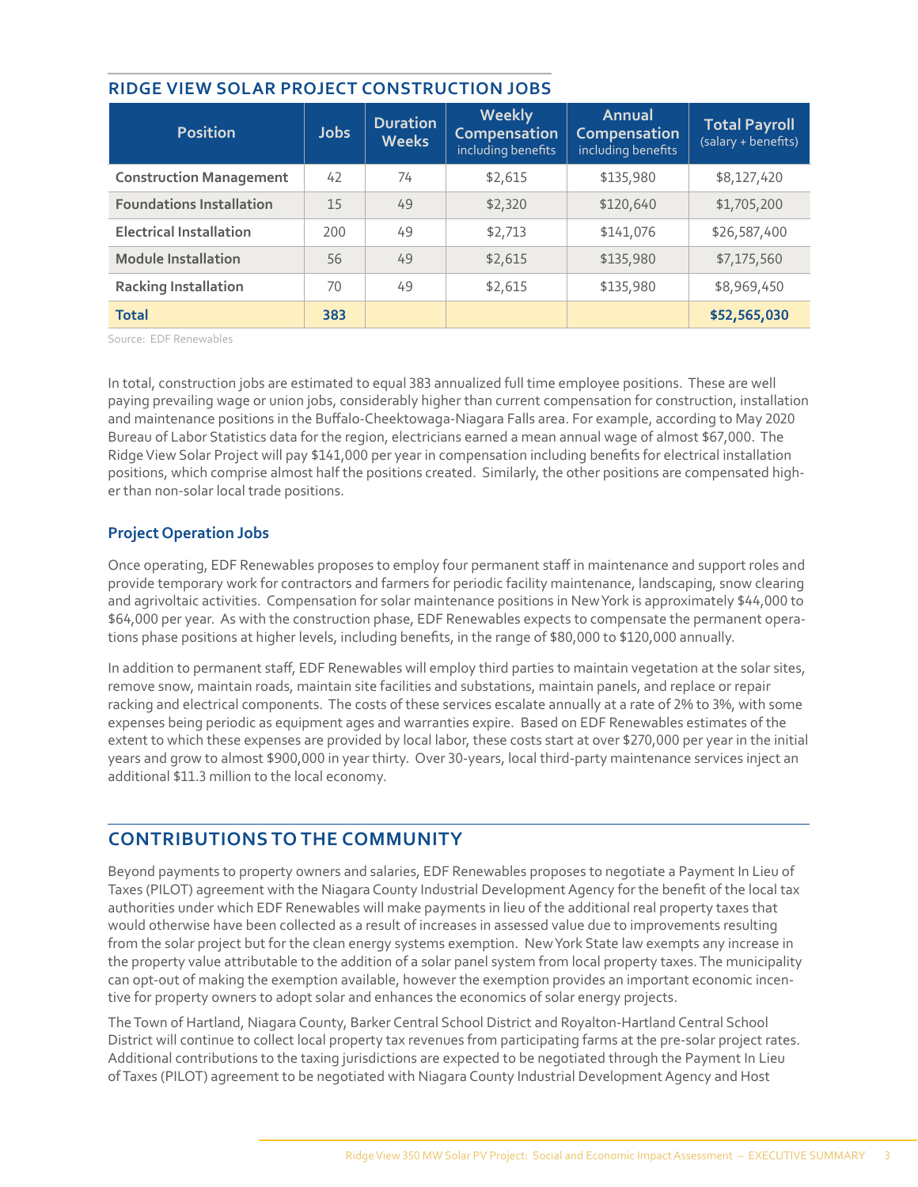## RIDGE VIEW SOLAR PROJECT CONSTRUCTION JOBS

| Position | Jobs | Duration Weeks | Weekly Compensation including benefits | Annual Compensation including benefits | Total Payroll (salary + benefits) |
|---|---|---|---|---|---|
| Construction Management | 42 | 74 | $2,615 | $135,980 | $8,127,420 |
| Foundations Installation | 15 | 49 | $2,320 | $120,640 | $1,705,200 |
| Electrical Installation | 200 | 49 | $2,713 | $141,076 | $26,587,400 |
| Module Installation | 56 | 49 | $2,615 | $135,980 | $7,175,560 |
| Racking Installation | 70 | 49 | $2,615 | $135,980 | $8,969,450 |
| **Total** | **383** | | | | **$52,565,030** |

Source: EDF Renewables

In total, construction jobs are estimated to equal 383 annualized full time employee positions. These are well paying prevailing wage or union jobs, considerably higher than current compensation for construction, installation and maintenance positions in the Buffalo-Cheektowaga-Niagara Falls area. For example, according to May 2020 Bureau of Labor Statistics data for the region, electricians earned a mean annual wage of almost $67,000. The Ridge View Solar Project will pay $141,000 per year in compensation including benefits for electrical installation positions, which comprise almost half the positions created. Similarly, the other positions are compensated higher than non-solar local trade positions.

### Project Operation Jobs

Once operating, EDF Renewables proposes to employ four permanent staff in maintenance and support roles and provide temporary work for contractors and farmers for periodic facility maintenance, landscaping, snow clearing and agrivoltaic activities. Compensation for solar maintenance positions in New York is approximately $44,000 to $64,000 per year. As with the construction phase, EDF Renewables expects to compensate the permanent operations phase positions at higher levels, including benefits, in the range of $80,000 to $120,000 annually.

In addition to permanent staff, EDF Renewables will employ third parties to maintain vegetation at the solar sites, remove snow, maintain roads, maintain site facilities and substations, maintain panels, and replace or repair racking and electrical components. The costs of these services escalate annually at a rate of 2% to 3%, with some expenses being periodic as equipment ages and warranties expire. Based on EDF Renewables estimates of the extent to which these expenses are provided by local labor, these costs start at over $270,000 per year in the initial years and grow to almost $900,000 in year thirty. Over 30-years, local third-party maintenance services inject an additional $11.3 million to the local economy.

## CONTRIBUTIONS TO THE COMMUNITY

Beyond payments to property owners and salaries, EDF Renewables proposes to negotiate a Payment In Lieu of Taxes (PILOT) agreement with the Niagara County Industrial Development Agency for the benefit of the local tax authorities under which EDF Renewables will make payments in lieu of the additional real property taxes that would otherwise have been collected as a result of increases in assessed value due to improvements resulting from the solar project but for the clean energy systems exemption. New York State law exempts any increase in the property value attributable to the addition of a solar panel system from local property taxes. The municipality can opt-out of making the exemption available, however the exemption provides an important economic incentive for property owners to adopt solar and enhances the economics of solar energy projects.

The Town of Hartland, Niagara County, Barker Central School District and Royalton-Hartland Central School District will continue to collect local property tax revenues from participating farms at the pre-solar project rates. Additional contributions to the taxing jurisdictions are expected to be negotiated through the Payment In Lieu of Taxes (PILOT) agreement to be negotiated with Niagara County Industrial Development Agency and Host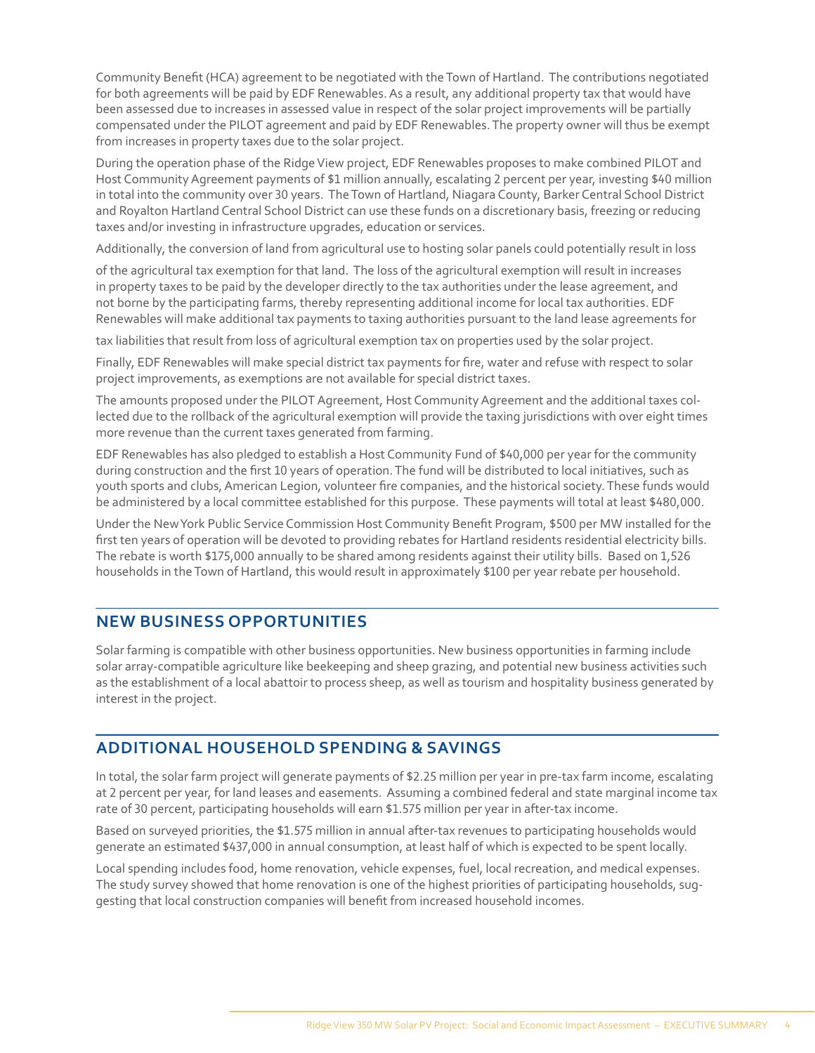Community Benefit (HCA) agreement to be negotiated with the Town of Hartland. The contributions negotiated for both agreements will be paid by EDF Renewables. As a result, any additional property tax that would have been assessed due to increases in assessed value in respect of the solar project improvements will be partially compensated under the PILOT agreement and paid by EDF Renewables. The property owner will thus be exempt from increases in property taxes due to the solar project.

During the operation phase of the Ridge View project, EDF Renewables proposes to make combined PILOT and Host Community Agreement payments of $1 million annually, escalating 2 percent per year, investing $40 million in total into the community over 30 years. The Town of Hartland, Niagara County, Barker Central School District and Royalton Hartland Central School District can use these funds on a discretionary basis, freezing or reducing taxes and/or investing in infrastructure upgrades, education or services.

Additionally, the conversion of land from agricultural use to hosting solar panels could potentially result in loss

of the agricultural tax exemption for that land. The loss of the agricultural exemption will result in increases in property taxes to be paid by the developer directly to the tax authorities under the lease agreement, and not borne by the participating farms, thereby representing additional income for local tax authorities. EDF Renewables will make additional tax payments to taxing authorities pursuant to the land lease agreements for

tax liabilities that result from loss of agricultural exemption tax on properties used by the solar project.

Finally, EDF Renewables will make special district tax payments for fire, water and refuse with respect to solar project improvements, as exemptions are not available for special district taxes.

The amounts proposed under the PILOT Agreement, Host Community Agreement and the additional taxes collected due to the rollback of the agricultural exemption will provide the taxing jurisdictions with over eight times more revenue than the current taxes generated from farming.

EDF Renewables has also pledged to establish a Host Community Fund of $40,000 per year for the community during construction and the first 10 years of operation. The fund will be distributed to local initiatives, such as youth sports and clubs, American Legion, volunteer fire companies, and the historical society. These funds would be administered by a local committee established for this purpose. These payments will total at least $480,000.

Under the New York Public Service Commission Host Community Benefit Program, $500 per MW installed for the first ten years of operation will be devoted to providing rebates for Hartland residents residential electricity bills. The rebate is worth $175,000 annually to be shared among residents against their utility bills. Based on 1,526 households in the Town of Hartland, this would result in approximately $100 per year rebate per household.

## NEW BUSINESS OPPORTUNITIES

Solar farming is compatible with other business opportunities. New business opportunities in farming include solar array-compatible agriculture like beekeeping and sheep grazing, and potential new business activities such as the establishment of a local abattoir to process sheep, as well as tourism and hospitality business generated by interest in the project.

## ADDITIONAL HOUSEHOLD SPENDING & SAVINGS

In total, the solar farm project will generate payments of $2.25 million per year in pre-tax farm income, escalating at 2 percent per year, for land leases and easements. Assuming a combined federal and state marginal income tax rate of 30 percent, participating households will earn $1.575 million per year in after-tax income.

Based on surveyed priorities, the $1.575 million in annual after-tax revenues to participating households would generate an estimated $437,000 in annual consumption, at least half of which is expected to be spent locally.

Local spending includes food, home renovation, vehicle expenses, fuel, local recreation, and medical expenses. The study survey showed that home renovation is one of the highest priorities of participating households, suggesting that local construction companies will benefit from increased household incomes.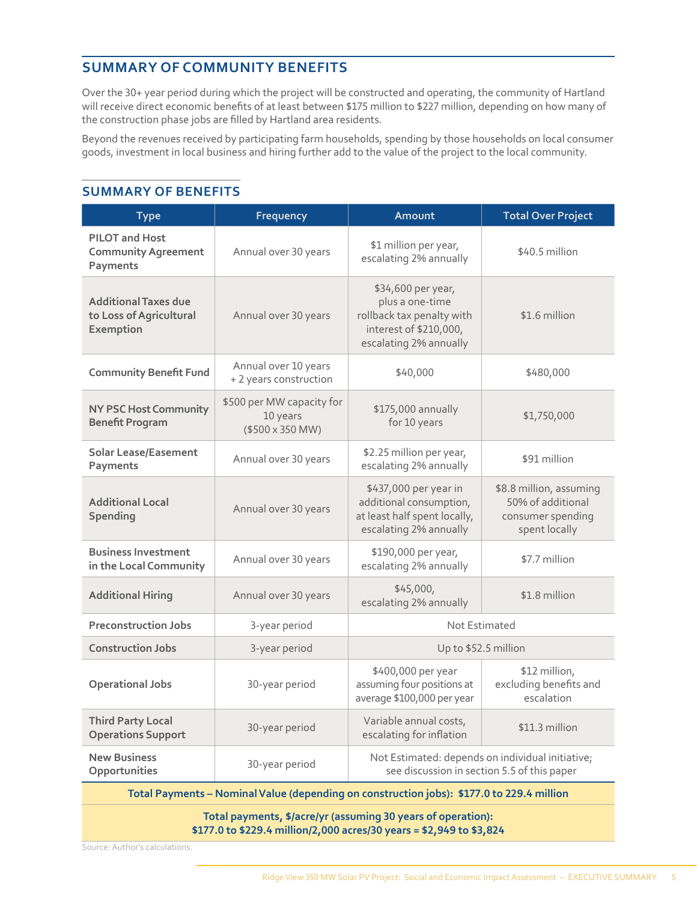## SUMMARY OF COMMUNITY BENEFITS

Over the 30+ year period during which the project will be constructed and operating, the community of Hartland will receive direct economic benefits of at least between $175 million to $227 million, depending on how many of the construction phase jobs are filled by Hartland area residents.

Beyond the revenues received by participating farm households, spending by those households on local consumer goods, investment in local business and hiring further add to the value of the project to the local community.

## SUMMARY OF BENEFITS

| Type | Frequency | Amount | Total Over Project |
|---|---|---|---|
| **PILOT and Host Community Agreement Payments** | Annual over 30 years | $1 million per year, escalating 2% annually | $40.5 million |
| **Additional Taxes due to Loss of Agricultural Exemption** | Annual over 30 years | $34,600 per year, plus a one-time rollback tax penalty with interest of $210,000, escalating 2% annually | $1.6 million |
| **Community Benefit Fund** | Annual over 10 years + 2 years construction | $40,000 | $480,000 |
| **NY PSC Host Community Benefit Program** | $500 per MW capacity for 10 years ($500 x 350 MW) | $175,000 annually for 10 years | $1,750,000 |
| **Solar Lease/Easement Payments** | Annual over 30 years | $2.25 million per year, escalating 2% annually | $91 million |
| **Additional Local Spending** | Annual over 30 years | $437,000 per year in additional consumption, at least half spent locally, escalating 2% annually | $8.8 million, assuming 50% of additional consumer spending spent locally |
| **Business Investment in the Local Community** | Annual over 30 years | $190,000 per year, escalating 2% annually | $7.7 million |
| **Additional Hiring** | Annual over 30 years | $45,000, escalating 2% annually | $1.8 million |
| **Preconstruction Jobs** | 3-year period | Not Estimated | |
| **Construction Jobs** | 3-year period | Up to $52.5 million | |
| **Operational Jobs** | 30-year period | $400,000 per year assuming four positions at average $100,000 per year | $12 million, excluding benefits and escalation |
| **Third Party Local Operations Support** | 30-year period | Variable annual costs, escalating for inflation | $11.3 million |
| **New Business Opportunities** | 30-year period | Not Estimated: depends on individual initiative; see discussion in section 5.5 of this paper | |
| **Total Payments – Nominal Value (depending on construction jobs): $177.0 to 229.4 million** | | | |
| **Total payments, $/acre/yr (assuming 30 years of operation): $177.0 to $229.4 million/2,000 acres/30 years = $2,949 to $3,824** | | | |

Source: Author's calculations.